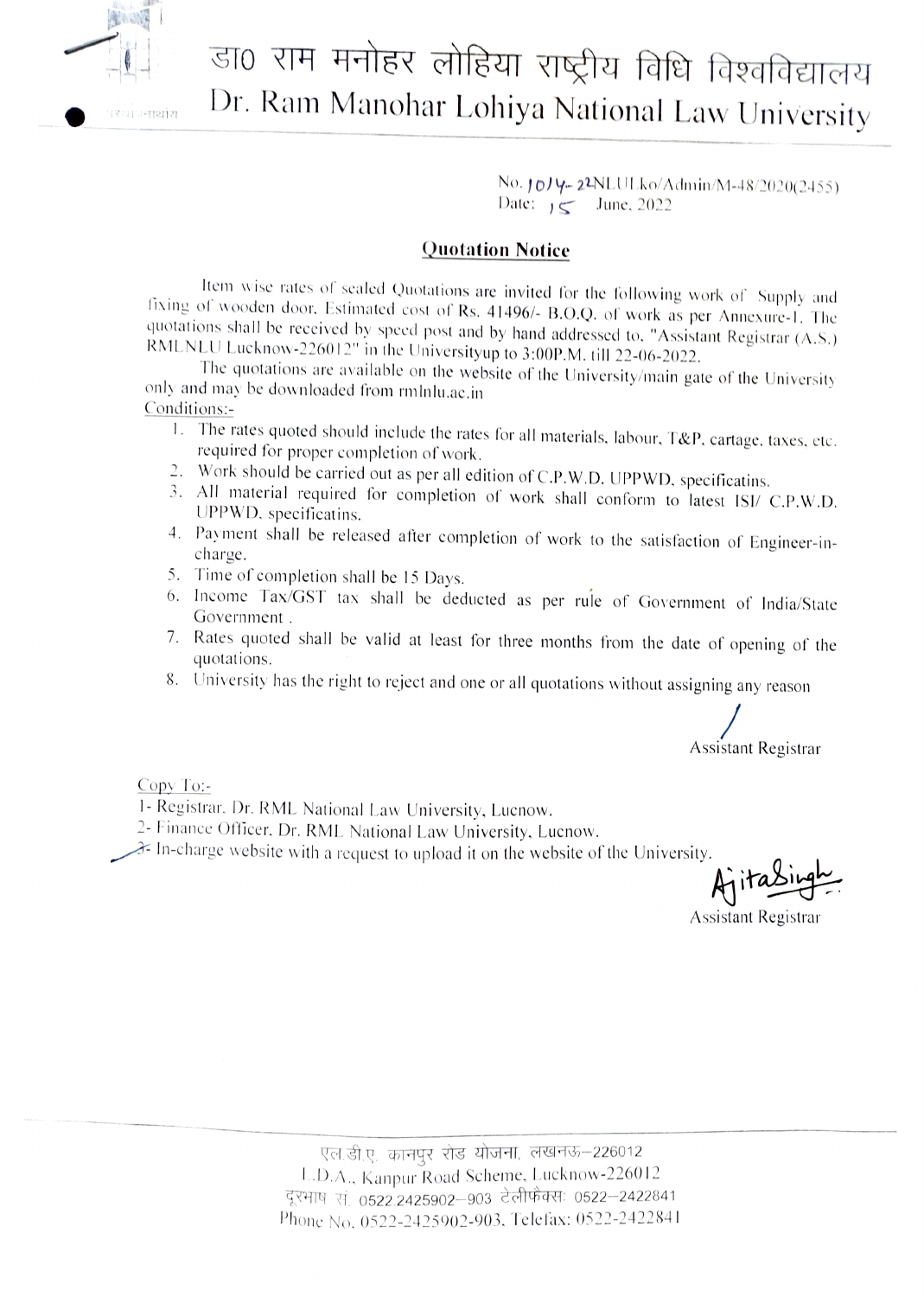# डा0 राम मनोहर लोहिया राष्ट्रीय विधि विश्वविद्यालय
# Dr. Ram Manohar Lohiya National Law University

No. 1014-22NLULko/Admin/M-48/2020(2455)
Date: 15 June, 2022

## Quotation Notice

Item wise rates of sealed Quotations are invited for the following work of Supply and fixing of wooden door. Estimated cost of Rs. 41496/- B.O.Q. of work as per Annexure-1. The quotations shall be received by speed post and by hand addressed to, "Assistant Registrar (A.S.) RMLNLU Lucknow-226012" in the Universityup to 3:00P.M. till 22-06-2022.

The quotations are available on the website of the University/main gate of the University only and may be downloaded from rmlnlu.ac.in

Conditions:-

1. The rates quoted should include the rates for all materials, labour, T&P, cartage, taxes, etc. required for proper completion of work.
2. Work should be carried out as per all edition of C.P.W.D. UPPWD, specificatins.
3. All material required for completion of work shall conform to latest ISI/ C.P.W.D. UPPWD, specificatins.
4. Payment shall be released after completion of work to the satisfaction of Engineer-in-charge.
5. Time of completion shall be 15 Days.
6. Income Tax/GST tax shall be deducted as per rule of Government of India/State Government .
7. Rates quoted shall be valid at least for three months from the date of opening of the quotations.
8. University has the right to reject and one or all quotations without assigning any reason

Assistant Registrar

Copy To:-

1- Registrar, Dr. RML National Law University, Lucnow.
2- Finance Officer, Dr. RML National Law University, Lucnow.
3- In-charge website with a request to upload it on the website of the University.

Ajita Singh
Assistant Registrar

एल.डी.ए. कानपुर रोड योजना, लखनऊ–226012
L.D.A., Kanpur Road Scheme, Lucknow-226012
दूरभाष सं. 0522.2425902–903 टेलीफैक्स: 0522–2422841
Phone No. 0522-2425902-903, Telefax: 0522-2422841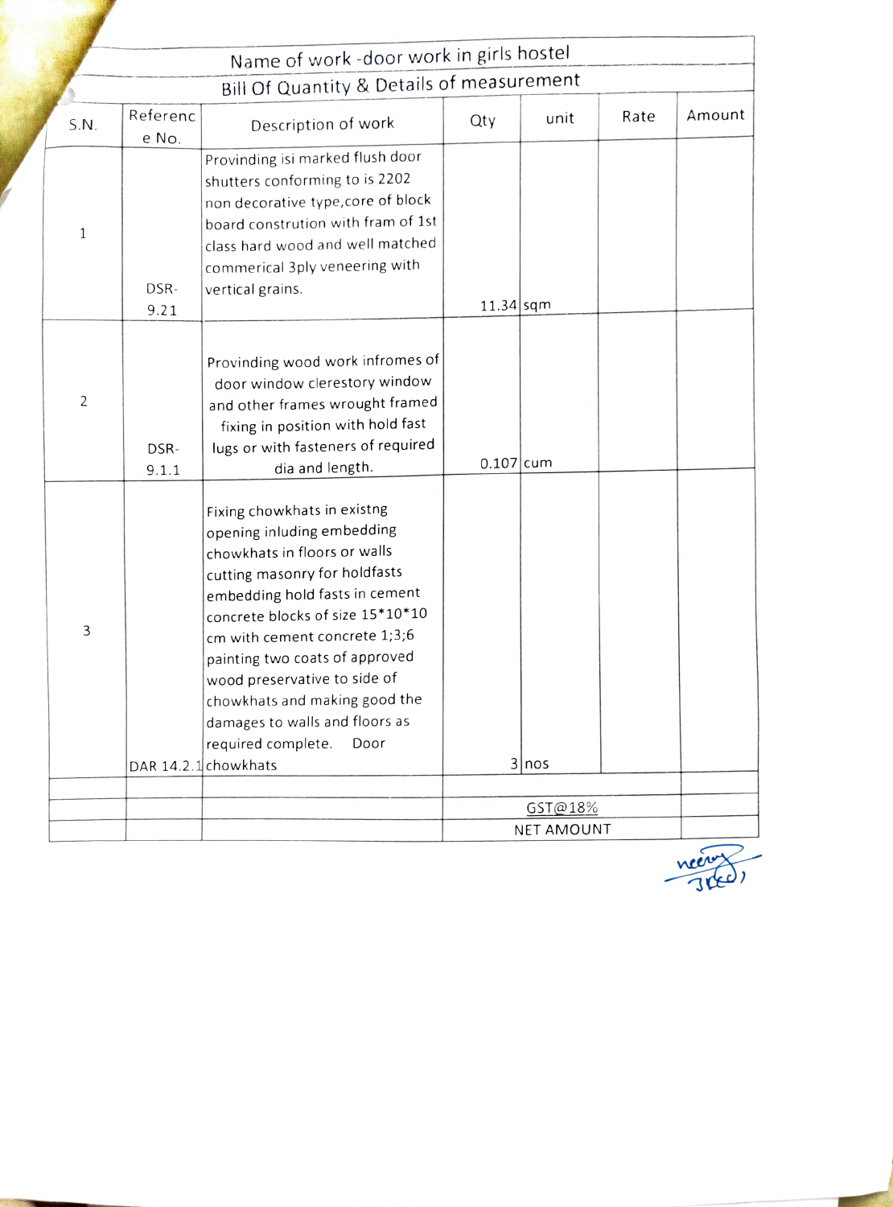Name of work -door work in girls hostel

Bill Of Quantity & Details of measurement

| S.N. | Reference No. | Description of work | Qty | unit | Rate | Amount |
|---|---|---|---|---|---|---|
| 1 | DSR-9.21 | Provinding isi marked flush door shutters conforming to is 2202 non decorative type,core of block board constrution with fram of 1st class hard wood and well matched commerical 3ply veneering with vertical grains. | 11.34 | sqm | | |
| 2 | DSR-9.1.1 | Provinding wood work infromes of door window clerestory window and other frames wrought framed fixing in position with hold fast lugs or with fasteners of required dia and length. | 0.107 | cum | | |
| 3 | DAR 14.2.1 | Fixing chowkhats in existng opening inluding embedding chowkhats in floors or walls cutting masonry for holdfasts embedding hold fasts in cement concrete blocks of size 15*10*10 cm with cement concrete 1;3;6 painting two coats of approved wood preservative to side of chowkhats and making good the damages to walls and floors as required complete. Door chowkhats | 3 | nos | | |
| | | | | | | |
| | | | GST@18% | | | |
| | | | NET AMOUNT | | | |

neeraj JE(C)